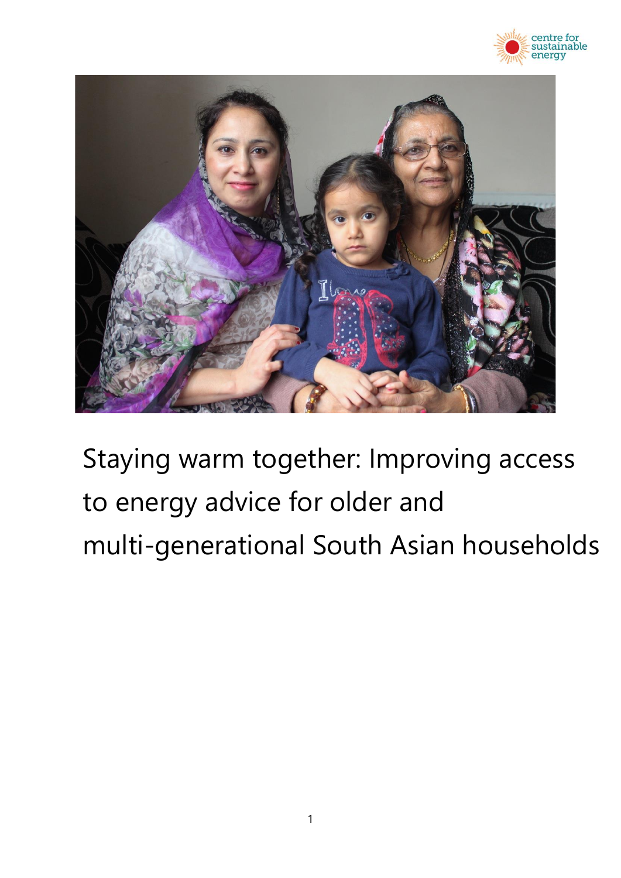centre for sustainable energy

# Staying warm together: Improving access to energy advice for older and multi-generational South Asian households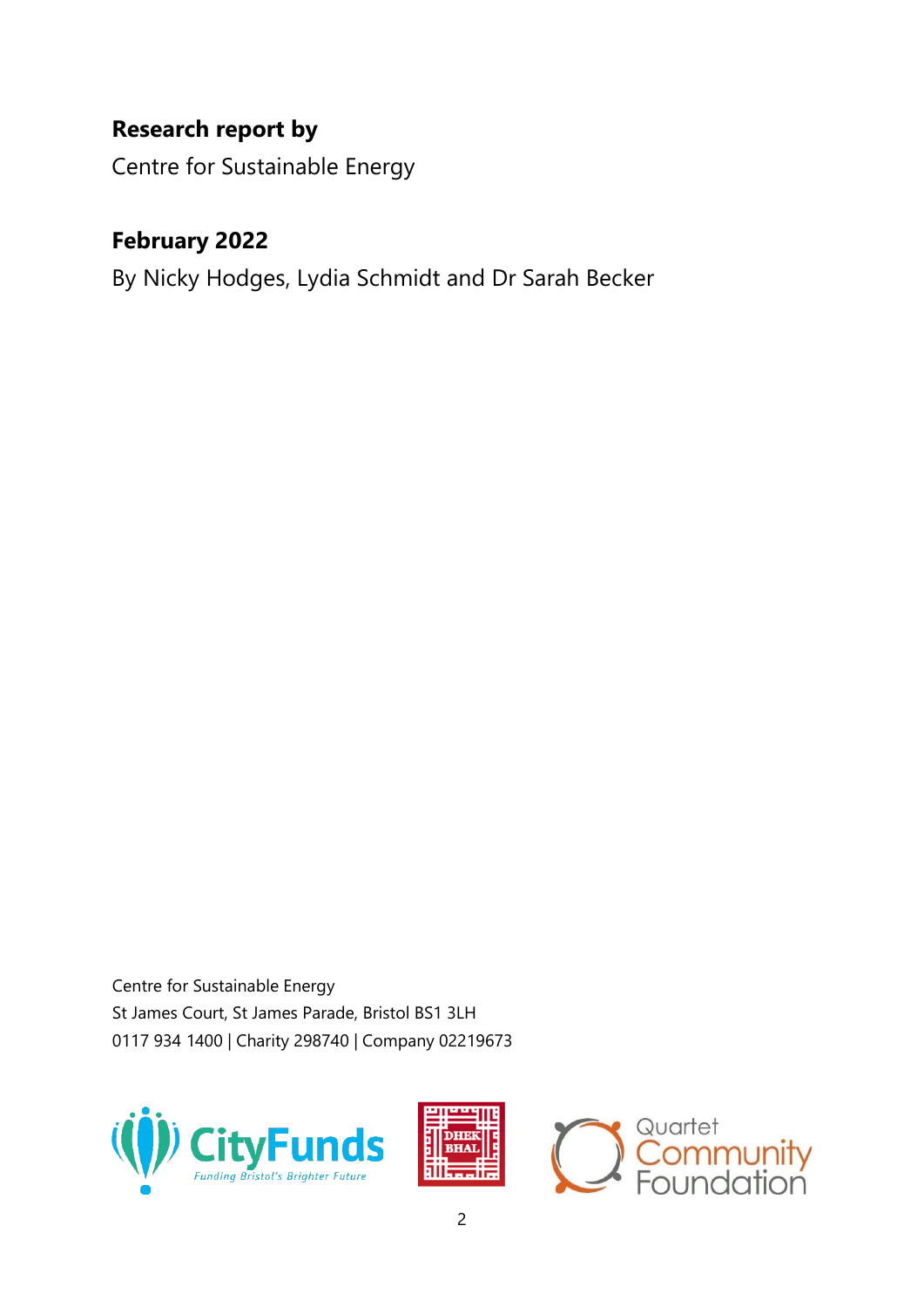**Research report by**

Centre for Sustainable Energy

**February 2022**

By Nicky Hodges, Lydia Schmidt and Dr Sarah Becker

Centre for Sustainable Energy
St James Court, St James Parade, Bristol BS1 3LH
0117 934 1400 | Charity 298740 | Company 02219673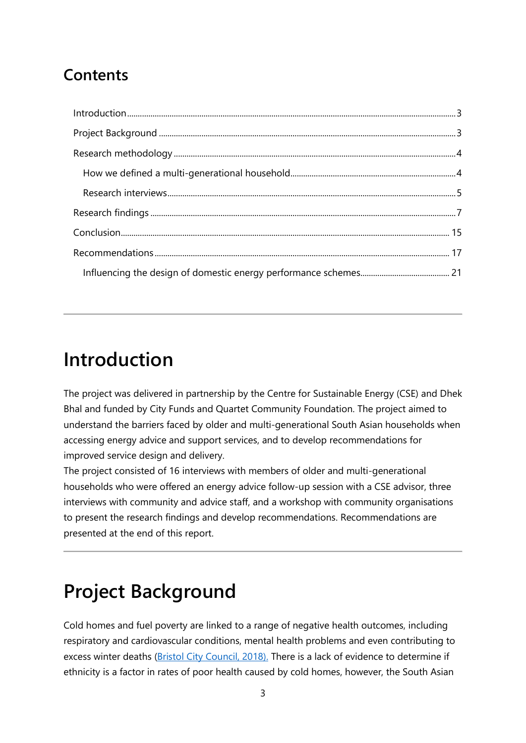## Contents

- Introduction ... 3
- Project Background ... 3
- Research methodology ... 4
  - How we defined a multi-generational household ... 4
  - Research interviews ... 5
- Research findings ... 7
- Conclusion ... 15
- Recommendations ... 17
  - Influencing the design of domestic energy performance schemes ... 21

---

# Introduction

The project was delivered in partnership by the Centre for Sustainable Energy (CSE) and Dhek Bhal and funded by City Funds and Quartet Community Foundation. The project aimed to understand the barriers faced by older and multi-generational South Asian households when accessing energy advice and support services, and to develop recommendations for improved service design and delivery.

The project consisted of 16 interviews with members of older and multi-generational households who were offered an energy advice follow-up session with a CSE advisor, three interviews with community and advice staff, and a workshop with community organisations to present the research findings and develop recommendations. Recommendations are presented at the end of this report.

---

# Project Background

Cold homes and fuel poverty are linked to a range of negative health outcomes, including respiratory and cardiovascular conditions, mental health problems and even contributing to excess winter deaths (Bristol City Council, 2018). There is a lack of evidence to determine if ethnicity is a factor in rates of poor health caused by cold homes, however, the South Asian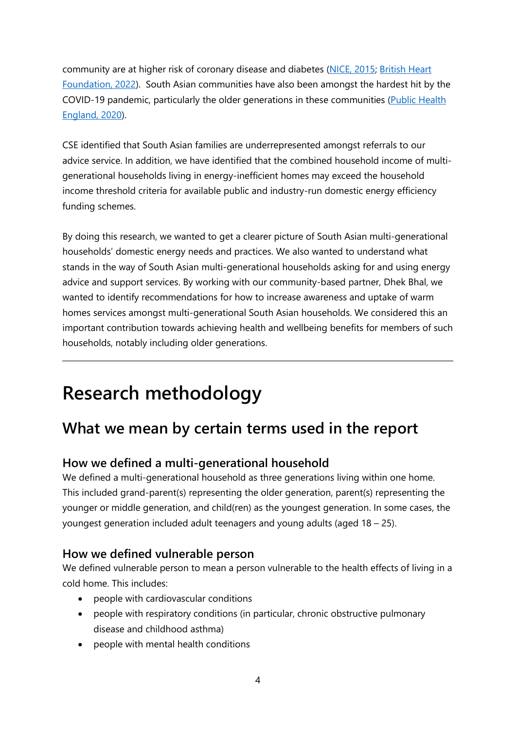community are at higher risk of coronary disease and diabetes (NICE, 2015; British Heart Foundation, 2022). South Asian communities have also been amongst the hardest hit by the COVID-19 pandemic, particularly the older generations in these communities (Public Health England, 2020).

CSE identified that South Asian families are underrepresented amongst referrals to our advice service. In addition, we have identified that the combined household income of multi-generational households living in energy-inefficient homes may exceed the household income threshold criteria for available public and industry-run domestic energy efficiency funding schemes.

By doing this research, we wanted to get a clearer picture of South Asian multi-generational households' domestic energy needs and practices. We also wanted to understand what stands in the way of South Asian multi-generational households asking for and using energy advice and support services. By working with our community-based partner, Dhek Bhal, we wanted to identify recommendations for how to increase awareness and uptake of warm homes services amongst multi-generational South Asian households. We considered this an important contribution towards achieving health and wellbeing benefits for members of such households, notably including older generations.

---

# Research methodology

## What we mean by certain terms used in the report

### How we defined a multi-generational household

We defined a multi-generational household as three generations living within one home. This included grand-parent(s) representing the older generation, parent(s) representing the younger or middle generation, and child(ren) as the youngest generation. In some cases, the youngest generation included adult teenagers and young adults (aged 18 – 25).

### How we defined vulnerable person

We defined vulnerable person to mean a person vulnerable to the health effects of living in a cold home. This includes:

- people with cardiovascular conditions
- people with respiratory conditions (in particular, chronic obstructive pulmonary disease and childhood asthma)
- people with mental health conditions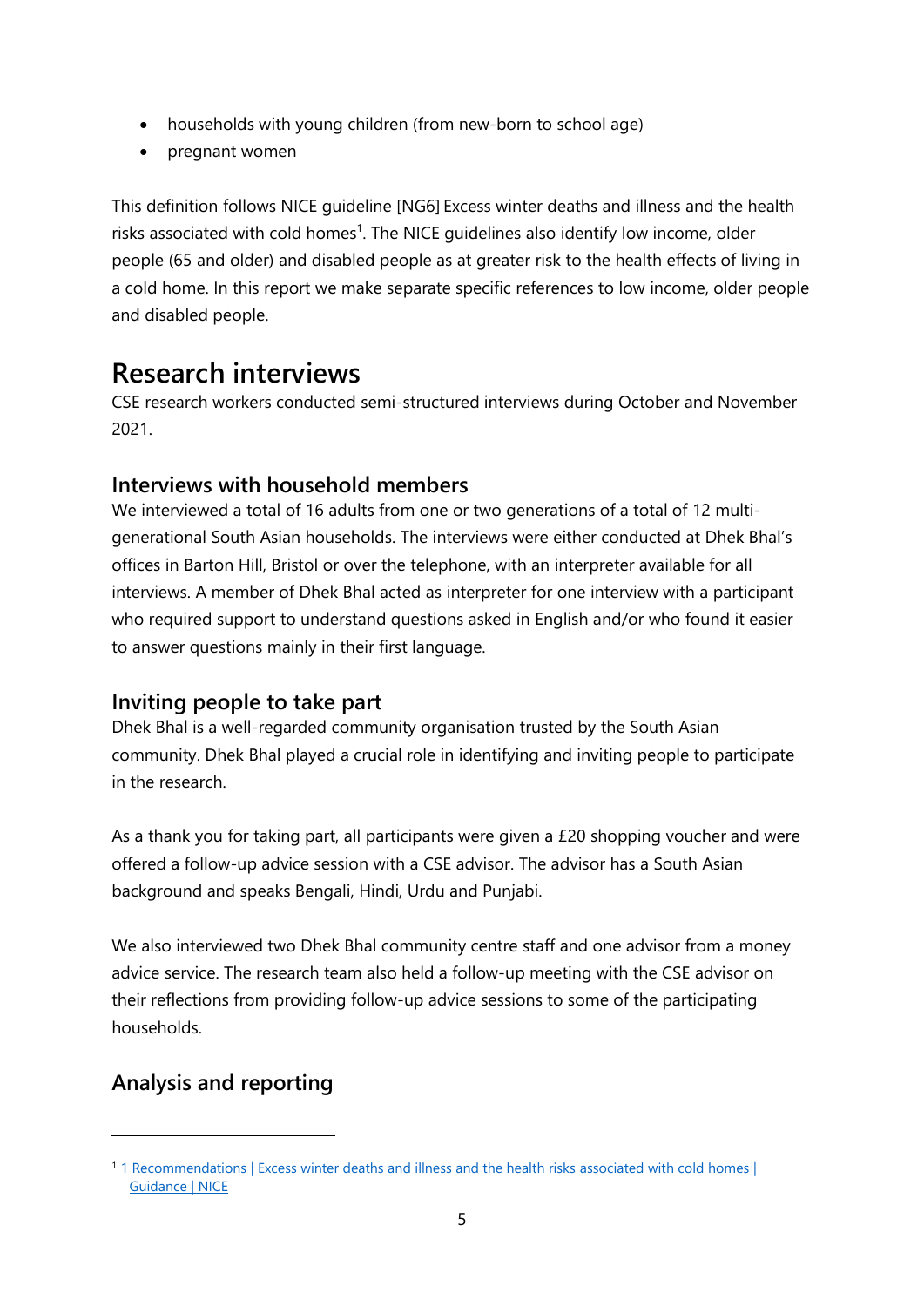- households with young children (from new-born to school age)
- pregnant women

This definition follows NICE guideline [NG6] Excess winter deaths and illness and the health risks associated with cold homes[1]. The NICE guidelines also identify low income, older people (65 and older) and disabled people as at greater risk to the health effects of living in a cold home. In this report we make separate specific references to low income, older people and disabled people.

# Research interviews

CSE research workers conducted semi-structured interviews during October and November 2021.

## Interviews with household members

We interviewed a total of 16 adults from one or two generations of a total of 12 multi-generational South Asian households. The interviews were either conducted at Dhek Bhal's offices in Barton Hill, Bristol or over the telephone, with an interpreter available for all interviews. A member of Dhek Bhal acted as interpreter for one interview with a participant who required support to understand questions asked in English and/or who found it easier to answer questions mainly in their first language.

## Inviting people to take part

Dhek Bhal is a well-regarded community organisation trusted by the South Asian community. Dhek Bhal played a crucial role in identifying and inviting people to participate in the research.

As a thank you for taking part, all participants were given a £20 shopping voucher and were offered a follow-up advice session with a CSE advisor. The advisor has a South Asian background and speaks Bengali, Hindi, Urdu and Punjabi.

We also interviewed two Dhek Bhal community centre staff and one advisor from a money advice service. The research team also held a follow-up meeting with the CSE advisor on their reflections from providing follow-up advice sessions to some of the participating households.

## Analysis and reporting

---

[1] [1 Recommendations | Excess winter deaths and illness and the health risks associated with cold homes | Guidance | NICE]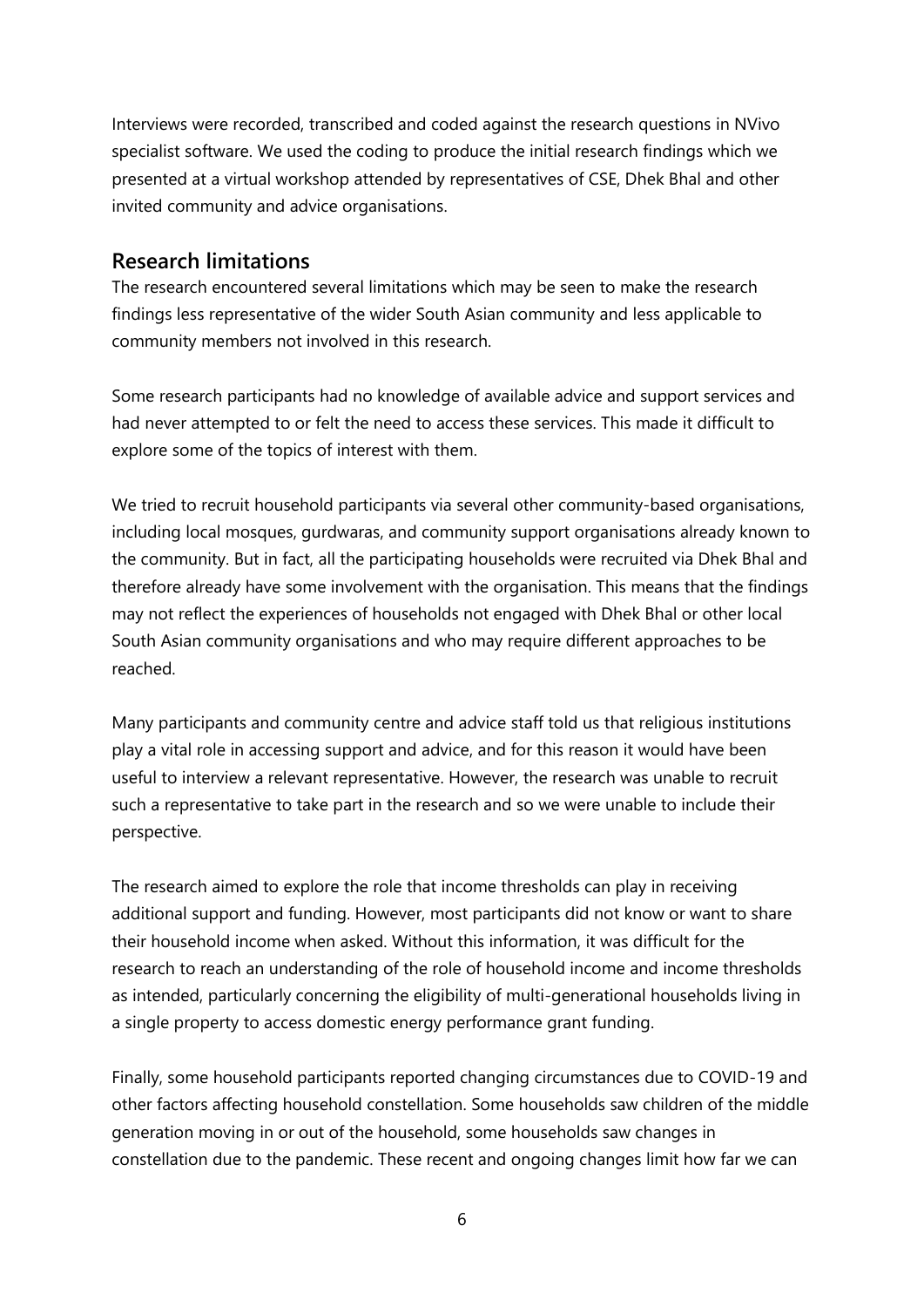Interviews were recorded, transcribed and coded against the research questions in NVivo specialist software. We used the coding to produce the initial research findings which we presented at a virtual workshop attended by representatives of CSE, Dhek Bhal and other invited community and advice organisations.

## Research limitations

The research encountered several limitations which may be seen to make the research findings less representative of the wider South Asian community and less applicable to community members not involved in this research.

Some research participants had no knowledge of available advice and support services and had never attempted to or felt the need to access these services. This made it difficult to explore some of the topics of interest with them.

We tried to recruit household participants via several other community-based organisations, including local mosques, gurdwaras, and community support organisations already known to the community. But in fact, all the participating households were recruited via Dhek Bhal and therefore already have some involvement with the organisation. This means that the findings may not reflect the experiences of households not engaged with Dhek Bhal or other local South Asian community organisations and who may require different approaches to be reached.

Many participants and community centre and advice staff told us that religious institutions play a vital role in accessing support and advice, and for this reason it would have been useful to interview a relevant representative. However, the research was unable to recruit such a representative to take part in the research and so we were unable to include their perspective.

The research aimed to explore the role that income thresholds can play in receiving additional support and funding. However, most participants did not know or want to share their household income when asked. Without this information, it was difficult for the research to reach an understanding of the role of household income and income thresholds as intended, particularly concerning the eligibility of multi-generational households living in a single property to access domestic energy performance grant funding.

Finally, some household participants reported changing circumstances due to COVID-19 and other factors affecting household constellation. Some households saw children of the middle generation moving in or out of the household, some households saw changes in constellation due to the pandemic. These recent and ongoing changes limit how far we can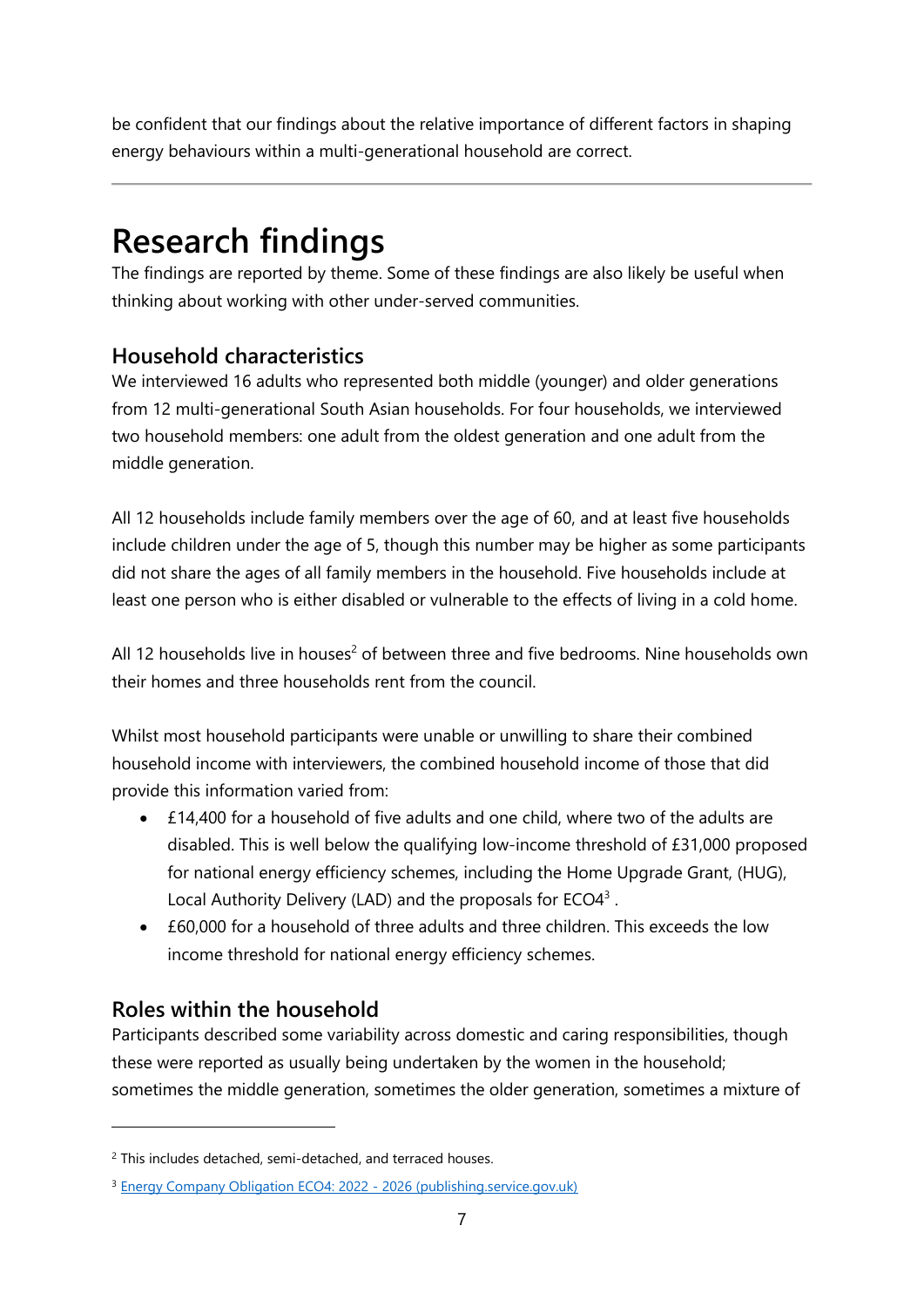be confident that our findings about the relative importance of different factors in shaping energy behaviours within a multi-generational household are correct.

---

# Research findings

The findings are reported by theme. Some of these findings are also likely be useful when thinking about working with other under-served communities.

## Household characteristics

We interviewed 16 adults who represented both middle (younger) and older generations from 12 multi-generational South Asian households. For four households, we interviewed two household members: one adult from the oldest generation and one adult from the middle generation.

All 12 households include family members over the age of 60, and at least five households include children under the age of 5, though this number may be higher as some participants did not share the ages of all family members in the household. Five households include at least one person who is either disabled or vulnerable to the effects of living in a cold home.

All 12 households live in houses[2] of between three and five bedrooms. Nine households own their homes and three households rent from the council.

Whilst most household participants were unable or unwilling to share their combined household income with interviewers, the combined household income of those that did provide this information varied from:

- £14,400 for a household of five adults and one child, where two of the adults are disabled. This is well below the qualifying low-income threshold of £31,000 proposed for national energy efficiency schemes, including the Home Upgrade Grant, (HUG), Local Authority Delivery (LAD) and the proposals for ECO4[3] .
- £60,000 for a household of three adults and three children. This exceeds the low income threshold for national energy efficiency schemes.

## Roles within the household

Participants described some variability across domestic and caring responsibilities, though these were reported as usually being undertaken by the women in the household; sometimes the middle generation, sometimes the older generation, sometimes a mixture of

---

[2] This includes detached, semi-detached, and terraced houses.

[3] [Energy Company Obligation ECO4: 2022 - 2026 (publishing.service.gov.uk)]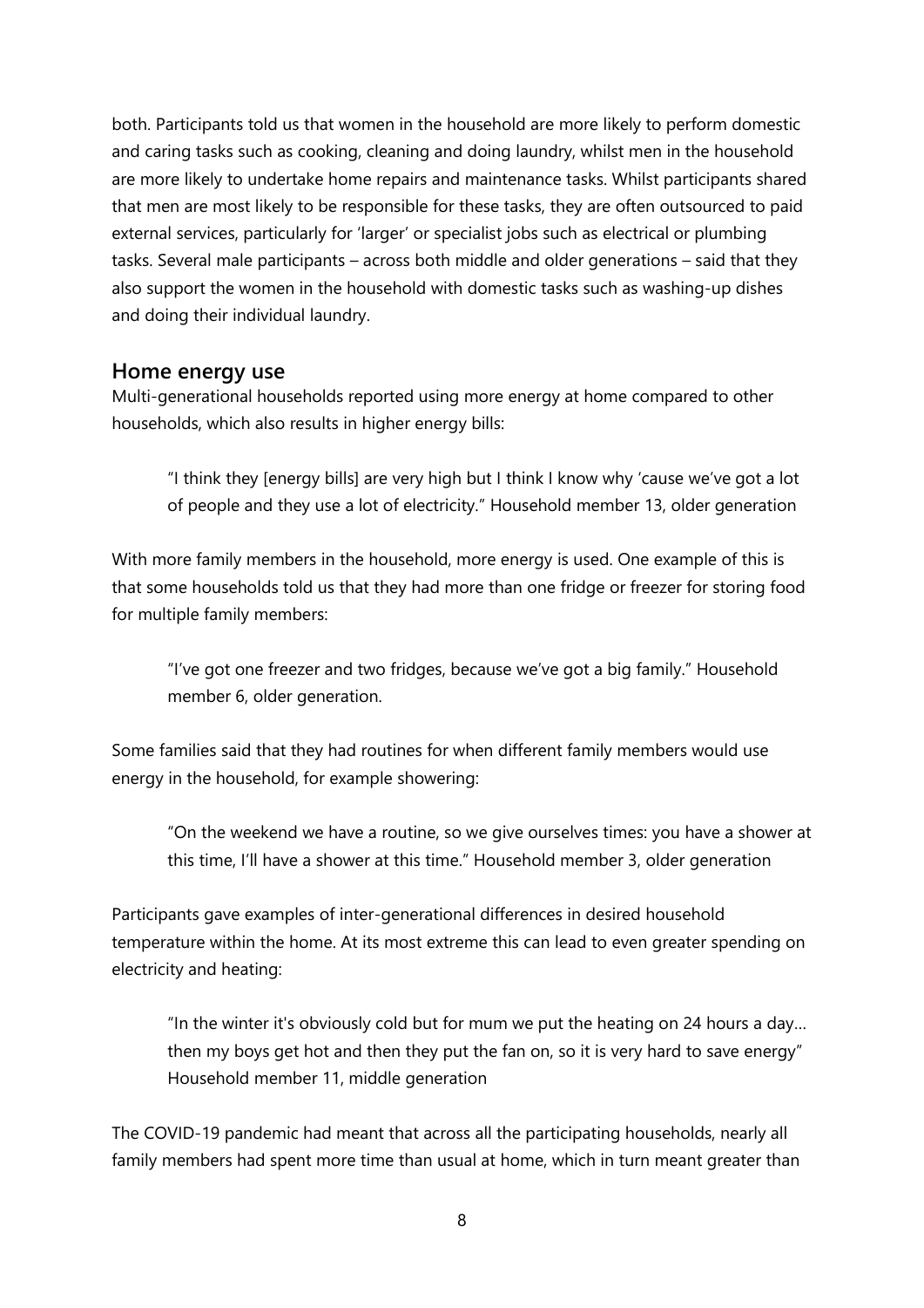both. Participants told us that women in the household are more likely to perform domestic and caring tasks such as cooking, cleaning and doing laundry, whilst men in the household are more likely to undertake home repairs and maintenance tasks. Whilst participants shared that men are most likely to be responsible for these tasks, they are often outsourced to paid external services, particularly for 'larger' or specialist jobs such as electrical or plumbing tasks. Several male participants – across both middle and older generations – said that they also support the women in the household with domestic tasks such as washing-up dishes and doing their individual laundry.

## Home energy use

Multi-generational households reported using more energy at home compared to other households, which also results in higher energy bills:

> "I think they [energy bills] are very high but I think I know why 'cause we've got a lot of people and they use a lot of electricity." Household member 13, older generation

With more family members in the household, more energy is used. One example of this is that some households told us that they had more than one fridge or freezer for storing food for multiple family members:

> "I've got one freezer and two fridges, because we've got a big family." Household member 6, older generation.

Some families said that they had routines for when different family members would use energy in the household, for example showering:

> "On the weekend we have a routine, so we give ourselves times: you have a shower at this time, I'll have a shower at this time." Household member 3, older generation

Participants gave examples of inter-generational differences in desired household temperature within the home. At its most extreme this can lead to even greater spending on electricity and heating:

> "In the winter it's obviously cold but for mum we put the heating on 24 hours a day… then my boys get hot and then they put the fan on, so it is very hard to save energy" Household member 11, middle generation

The COVID-19 pandemic had meant that across all the participating households, nearly all family members had spent more time than usual at home, which in turn meant greater than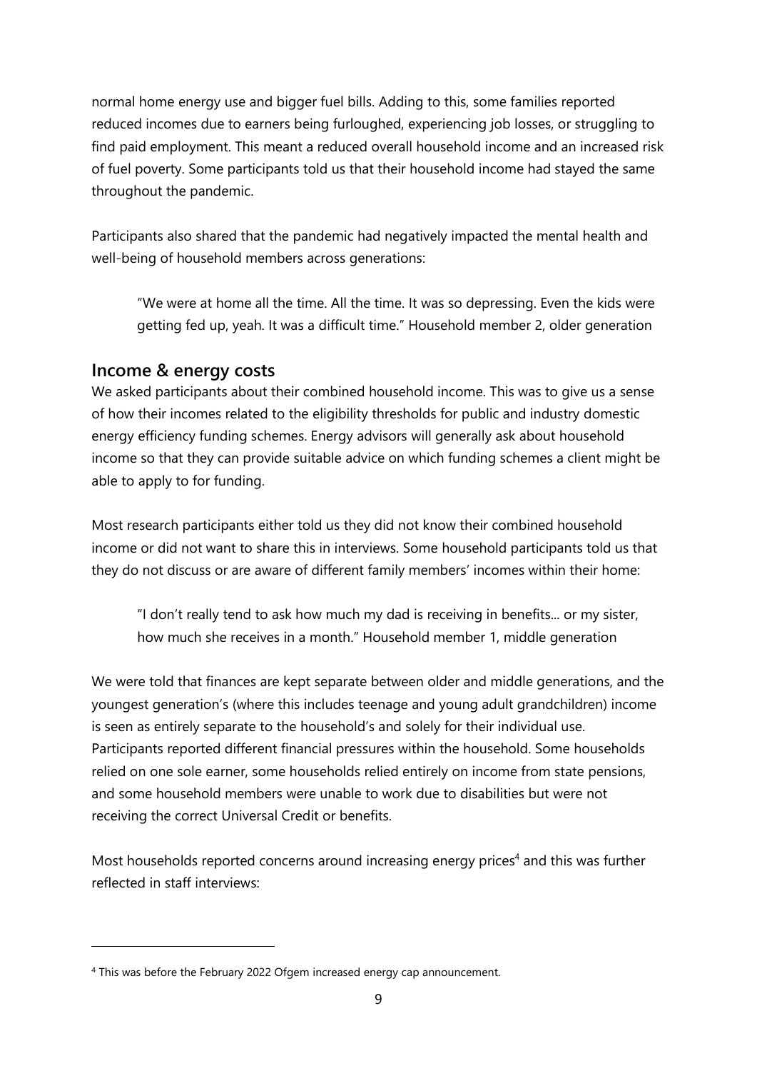normal home energy use and bigger fuel bills. Adding to this, some families reported reduced incomes due to earners being furloughed, experiencing job losses, or struggling to find paid employment. This meant a reduced overall household income and an increased risk of fuel poverty. Some participants told us that their household income had stayed the same throughout the pandemic.

Participants also shared that the pandemic had negatively impacted the mental health and well-being of household members across generations:

> "We were at home all the time. All the time. It was so depressing. Even the kids were getting fed up, yeah. It was a difficult time." Household member 2, older generation

## Income & energy costs

We asked participants about their combined household income. This was to give us a sense of how their incomes related to the eligibility thresholds for public and industry domestic energy efficiency funding schemes. Energy advisors will generally ask about household income so that they can provide suitable advice on which funding schemes a client might be able to apply to for funding.

Most research participants either told us they did not know their combined household income or did not want to share this in interviews. Some household participants told us that they do not discuss or are aware of different family members' incomes within their home:

> "I don't really tend to ask how much my dad is receiving in benefits... or my sister, how much she receives in a month." Household member 1, middle generation

We were told that finances are kept separate between older and middle generations, and the youngest generation's (where this includes teenage and young adult grandchildren) income is seen as entirely separate to the household's and solely for their individual use. Participants reported different financial pressures within the household. Some households relied on one sole earner, some households relied entirely on income from state pensions, and some household members were unable to work due to disabilities but were not receiving the correct Universal Credit or benefits.

Most households reported concerns around increasing energy prices[4] and this was further reflected in staff interviews:

[4] This was before the February 2022 Ofgem increased energy cap announcement.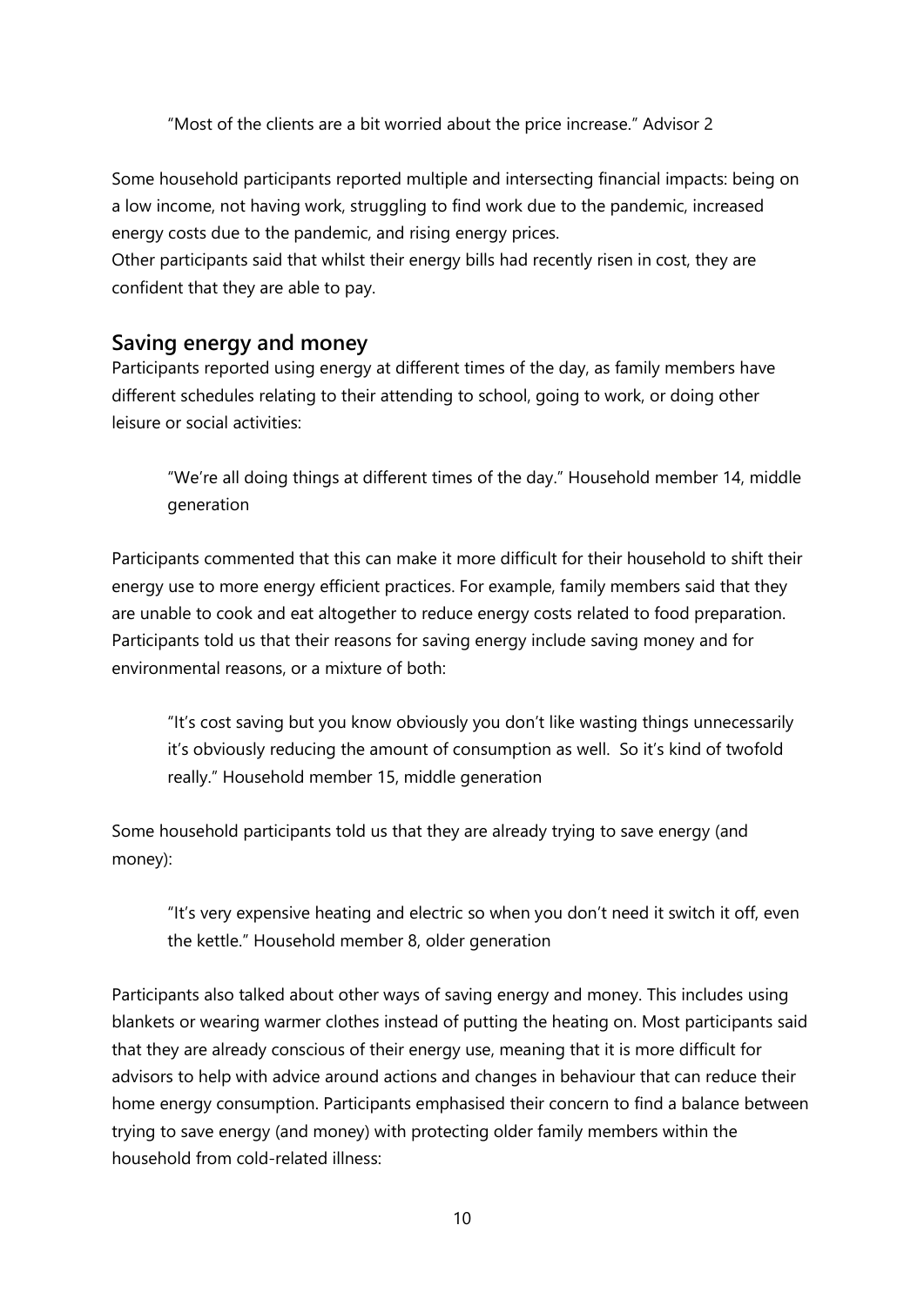> "Most of the clients are a bit worried about the price increase." Advisor 2

Some household participants reported multiple and intersecting financial impacts: being on a low income, not having work, struggling to find work due to the pandemic, increased energy costs due to the pandemic, and rising energy prices.
Other participants said that whilst their energy bills had recently risen in cost, they are confident that they are able to pay.

## Saving energy and money

Participants reported using energy at different times of the day, as family members have different schedules relating to their attending to school, going to work, or doing other leisure or social activities:

> "We're all doing things at different times of the day." Household member 14, middle generation

Participants commented that this can make it more difficult for their household to shift their energy use to more energy efficient practices. For example, family members said that they are unable to cook and eat altogether to reduce energy costs related to food preparation. Participants told us that their reasons for saving energy include saving money and for environmental reasons, or a mixture of both:

> "It's cost saving but you know obviously you don't like wasting things unnecessarily it's obviously reducing the amount of consumption as well. So it's kind of twofold really." Household member 15, middle generation

Some household participants told us that they are already trying to save energy (and money):

> "It's very expensive heating and electric so when you don't need it switch it off, even the kettle." Household member 8, older generation

Participants also talked about other ways of saving energy and money. This includes using blankets or wearing warmer clothes instead of putting the heating on. Most participants said that they are already conscious of their energy use, meaning that it is more difficult for advisors to help with advice around actions and changes in behaviour that can reduce their home energy consumption. Participants emphasised their concern to find a balance between trying to save energy (and money) with protecting older family members within the household from cold-related illness: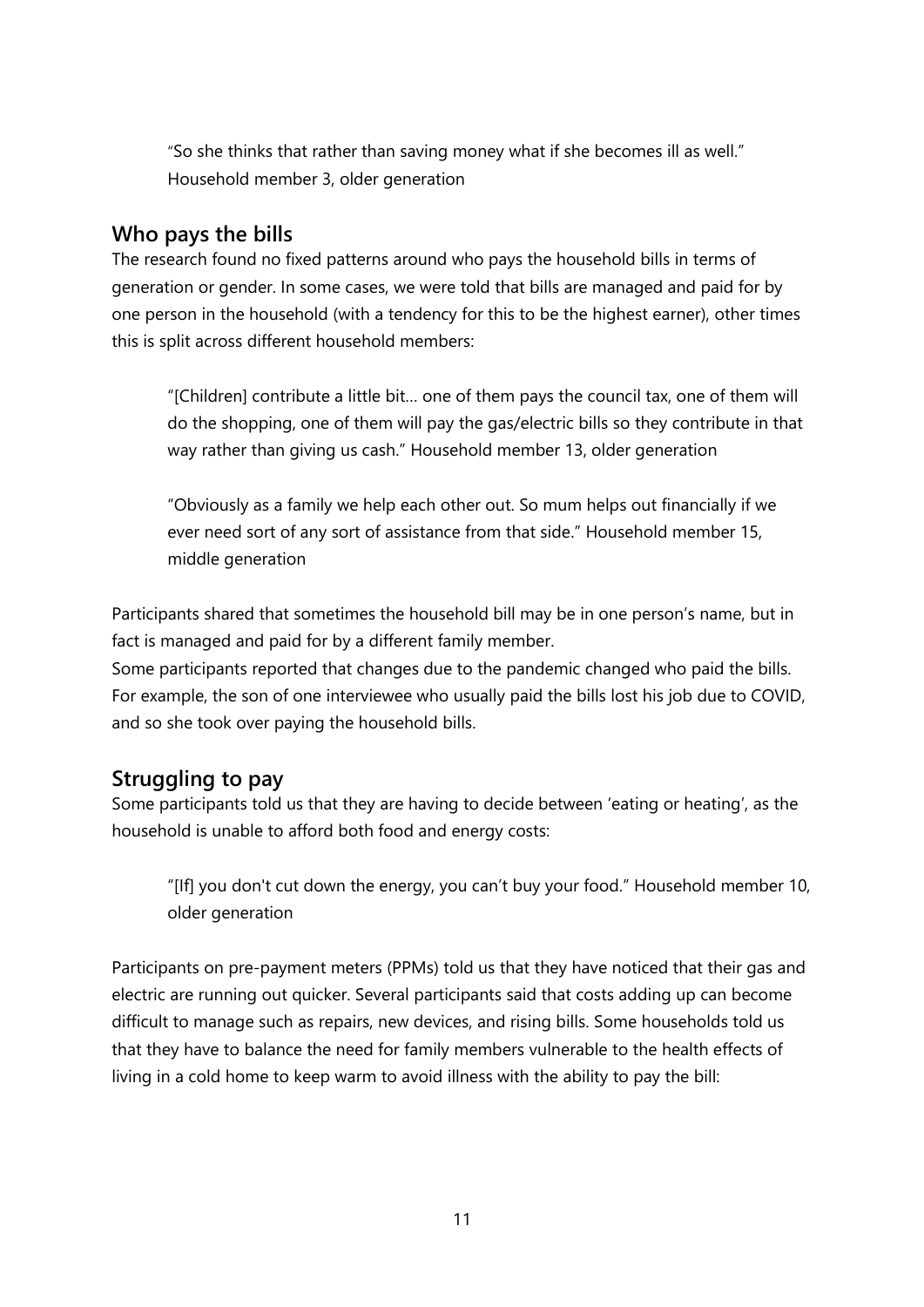"So she thinks that rather than saving money what if she becomes ill as well." Household member 3, older generation

## Who pays the bills

The research found no fixed patterns around who pays the household bills in terms of generation or gender. In some cases, we were told that bills are managed and paid for by one person in the household (with a tendency for this to be the highest earner), other times this is split across different household members:

> "[Children] contribute a little bit… one of them pays the council tax, one of them will do the shopping, one of them will pay the gas/electric bills so they contribute in that way rather than giving us cash." Household member 13, older generation

> "Obviously as a family we help each other out. So mum helps out financially if we ever need sort of any sort of assistance from that side." Household member 15, middle generation

Participants shared that sometimes the household bill may be in one person's name, but in fact is managed and paid for by a different family member.

Some participants reported that changes due to the pandemic changed who paid the bills. For example, the son of one interviewee who usually paid the bills lost his job due to COVID, and so she took over paying the household bills.

## Struggling to pay

Some participants told us that they are having to decide between 'eating or heating', as the household is unable to afford both food and energy costs:

> "[If] you don't cut down the energy, you can't buy your food." Household member 10, older generation

Participants on pre-payment meters (PPMs) told us that they have noticed that their gas and electric are running out quicker. Several participants said that costs adding up can become difficult to manage such as repairs, new devices, and rising bills. Some households told us that they have to balance the need for family members vulnerable to the health effects of living in a cold home to keep warm to avoid illness with the ability to pay the bill: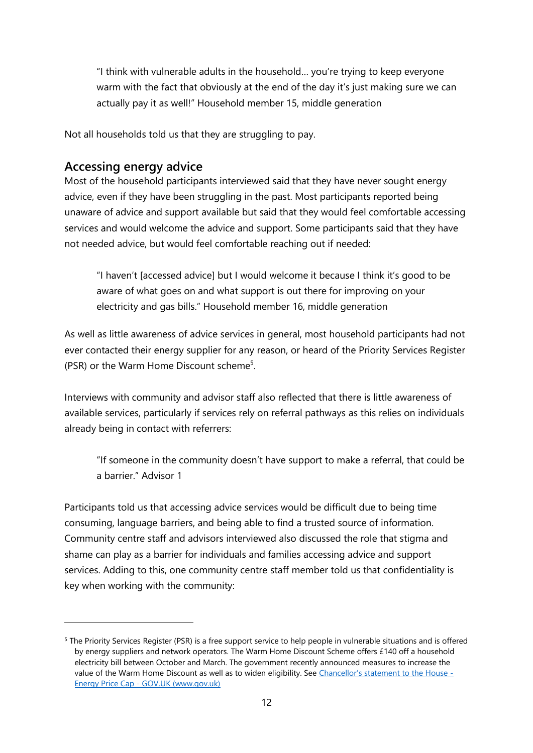> "I think with vulnerable adults in the household… you're trying to keep everyone warm with the fact that obviously at the end of the day it's just making sure we can actually pay it as well!" Household member 15, middle generation

Not all households told us that they are struggling to pay.

## Accessing energy advice

Most of the household participants interviewed said that they have never sought energy advice, even if they have been struggling in the past. Most participants reported being unaware of advice and support available but said that they would feel comfortable accessing services and would welcome the advice and support. Some participants said that they have not needed advice, but would feel comfortable reaching out if needed:

> "I haven't [accessed advice] but I would welcome it because I think it's good to be aware of what goes on and what support is out there for improving on your electricity and gas bills." Household member 16, middle generation

As well as little awareness of advice services in general, most household participants had not ever contacted their energy supplier for any reason, or heard of the Priority Services Register (PSR) or the Warm Home Discount scheme[5].

Interviews with community and advisor staff also reflected that there is little awareness of available services, particularly if services rely on referral pathways as this relies on individuals already being in contact with referrers:

> "If someone in the community doesn't have support to make a referral, that could be a barrier." Advisor 1

Participants told us that accessing advice services would be difficult due to being time consuming, language barriers, and being able to find a trusted source of information. Community centre staff and advisors interviewed also discussed the role that stigma and shame can play as a barrier for individuals and families accessing advice and support services. Adding to this, one community centre staff member told us that confidentiality is key when working with the community:

---

[5] The Priority Services Register (PSR) is a free support service to help people in vulnerable situations and is offered by energy suppliers and network operators. The Warm Home Discount Scheme offers £140 off a household electricity bill between October and March. The government recently announced measures to increase the value of the Warm Home Discount as well as to widen eligibility. See [Chancellor's statement to the House - Energy Price Cap - GOV.UK (www.gov.uk)]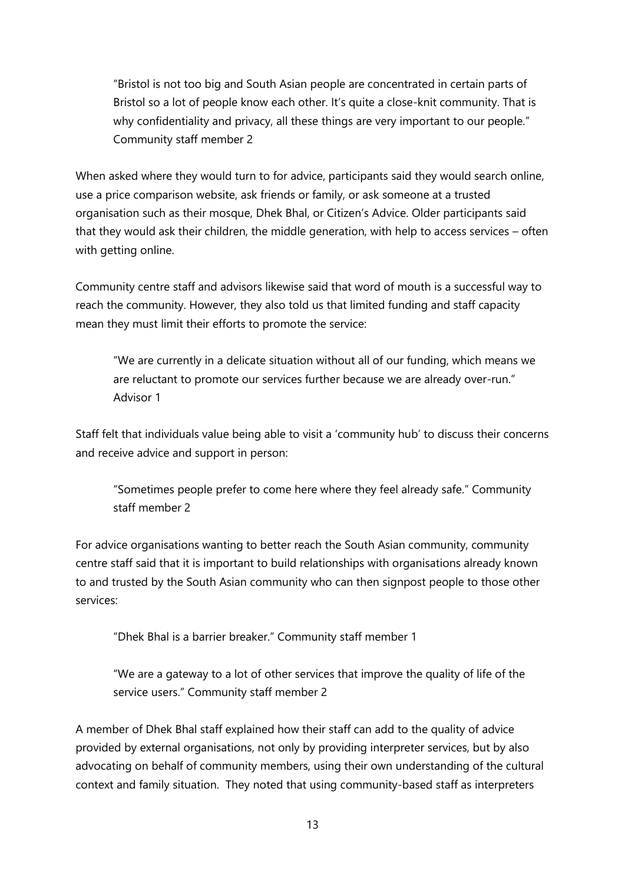> "Bristol is not too big and South Asian people are concentrated in certain parts of Bristol so a lot of people know each other. It's quite a close-knit community. That is why confidentiality and privacy, all these things are very important to our people." Community staff member 2

When asked where they would turn to for advice, participants said they would search online, use a price comparison website, ask friends or family, or ask someone at a trusted organisation such as their mosque, Dhek Bhal, or Citizen's Advice. Older participants said that they would ask their children, the middle generation, with help to access services – often with getting online.

Community centre staff and advisors likewise said that word of mouth is a successful way to reach the community. However, they also told us that limited funding and staff capacity mean they must limit their efforts to promote the service:

> "We are currently in a delicate situation without all of our funding, which means we are reluctant to promote our services further because we are already over-run." Advisor 1

Staff felt that individuals value being able to visit a 'community hub' to discuss their concerns and receive advice and support in person:

> "Sometimes people prefer to come here where they feel already safe." Community staff member 2

For advice organisations wanting to better reach the South Asian community, community centre staff said that it is important to build relationships with organisations already known to and trusted by the South Asian community who can then signpost people to those other services:

> "Dhek Bhal is a barrier breaker." Community staff member 1

> "We are a gateway to a lot of other services that improve the quality of life of the service users." Community staff member 2

A member of Dhek Bhal staff explained how their staff can add to the quality of advice provided by external organisations, not only by providing interpreter services, but by also advocating on behalf of community members, using their own understanding of the cultural context and family situation. They noted that using community-based staff as interpreters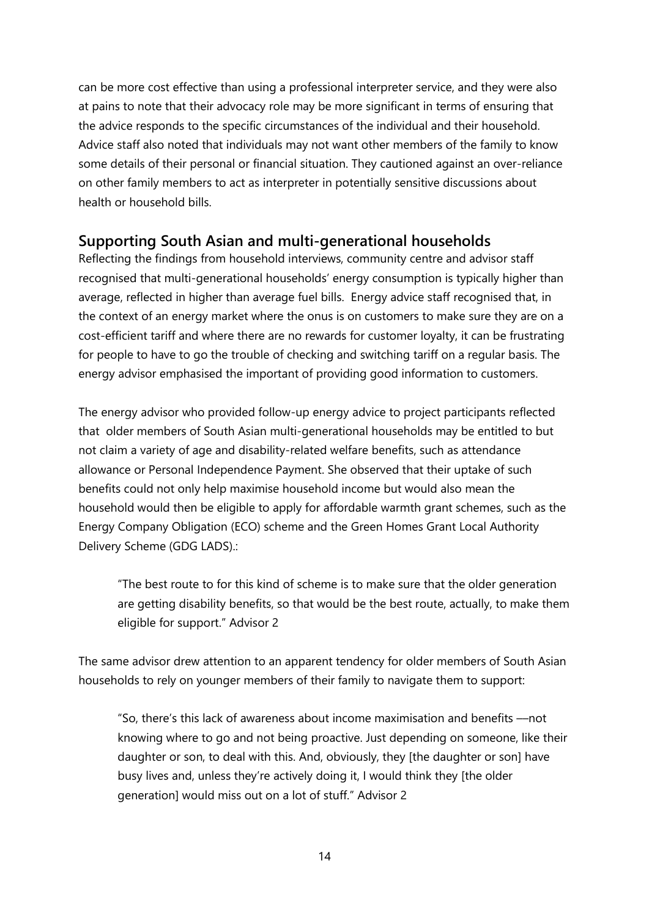can be more cost effective than using a professional interpreter service, and they were also at pains to note that their advocacy role may be more significant in terms of ensuring that the advice responds to the specific circumstances of the individual and their household. Advice staff also noted that individuals may not want other members of the family to know some details of their personal or financial situation. They cautioned against an over-reliance on other family members to act as interpreter in potentially sensitive discussions about health or household bills.

## Supporting South Asian and multi-generational households

Reflecting the findings from household interviews, community centre and advisor staff recognised that multi-generational households' energy consumption is typically higher than average, reflected in higher than average fuel bills. Energy advice staff recognised that, in the context of an energy market where the onus is on customers to make sure they are on a cost-efficient tariff and where there are no rewards for customer loyalty, it can be frustrating for people to have to go the trouble of checking and switching tariff on a regular basis. The energy advisor emphasised the important of providing good information to customers.

The energy advisor who provided follow-up energy advice to project participants reflected that older members of South Asian multi-generational households may be entitled to but not claim a variety of age and disability-related welfare benefits, such as attendance allowance or Personal Independence Payment. She observed that their uptake of such benefits could not only help maximise household income but would also mean the household would then be eligible to apply for affordable warmth grant schemes, such as the Energy Company Obligation (ECO) scheme and the Green Homes Grant Local Authority Delivery Scheme (GDG LADS).:

> "The best route to for this kind of scheme is to make sure that the older generation are getting disability benefits, so that would be the best route, actually, to make them eligible for support." Advisor 2

The same advisor drew attention to an apparent tendency for older members of South Asian households to rely on younger members of their family to navigate them to support:

> "So, there's this lack of awareness about income maximisation and benefits —not knowing where to go and not being proactive. Just depending on someone, like their daughter or son, to deal with this. And, obviously, they [the daughter or son] have busy lives and, unless they're actively doing it, I would think they [the older generation] would miss out on a lot of stuff." Advisor 2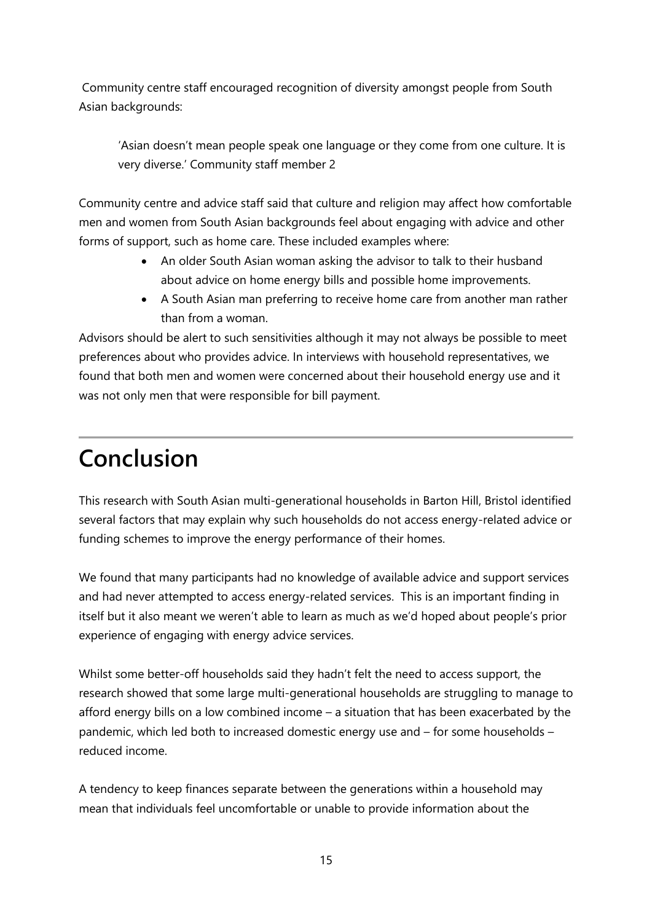Community centre staff encouraged recognition of diversity amongst people from South Asian backgrounds:

> 'Asian doesn't mean people speak one language or they come from one culture. It is very diverse.' Community staff member 2

Community centre and advice staff said that culture and religion may affect how comfortable men and women from South Asian backgrounds feel about engaging with advice and other forms of support, such as home care. These included examples where:

- An older South Asian woman asking the advisor to talk to their husband about advice on home energy bills and possible home improvements.
- A South Asian man preferring to receive home care from another man rather than from a woman.

Advisors should be alert to such sensitivities although it may not always be possible to meet preferences about who provides advice. In interviews with household representatives, we found that both men and women were concerned about their household energy use and it was not only men that were responsible for bill payment.

# Conclusion

This research with South Asian multi-generational households in Barton Hill, Bristol identified several factors that may explain why such households do not access energy-related advice or funding schemes to improve the energy performance of their homes.

We found that many participants had no knowledge of available advice and support services and had never attempted to access energy-related services. This is an important finding in itself but it also meant we weren't able to learn as much as we'd hoped about people's prior experience of engaging with energy advice services.

Whilst some better-off households said they hadn't felt the need to access support, the research showed that some large multi-generational households are struggling to manage to afford energy bills on a low combined income – a situation that has been exacerbated by the pandemic, which led both to increased domestic energy use and – for some households – reduced income.

A tendency to keep finances separate between the generations within a household may mean that individuals feel uncomfortable or unable to provide information about the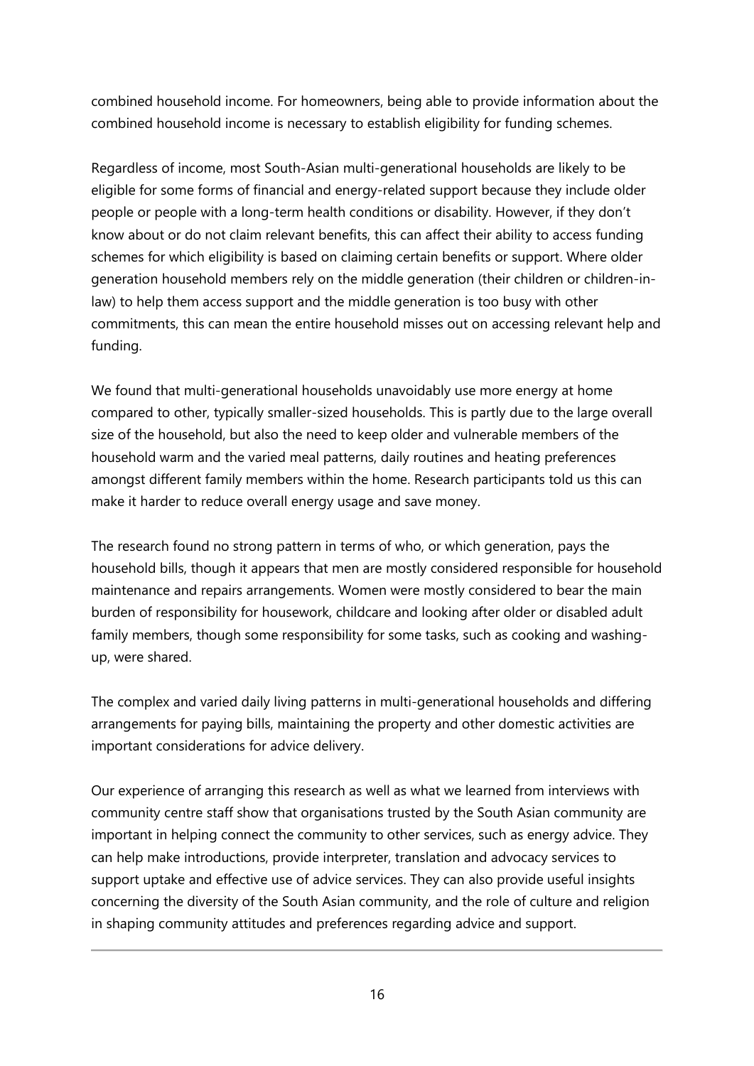combined household income. For homeowners, being able to provide information about the combined household income is necessary to establish eligibility for funding schemes.

Regardless of income, most South-Asian multi-generational households are likely to be eligible for some forms of financial and energy-related support because they include older people or people with a long-term health conditions or disability. However, if they don't know about or do not claim relevant benefits, this can affect their ability to access funding schemes for which eligibility is based on claiming certain benefits or support. Where older generation household members rely on the middle generation (their children or children-in-law) to help them access support and the middle generation is too busy with other commitments, this can mean the entire household misses out on accessing relevant help and funding.

We found that multi-generational households unavoidably use more energy at home compared to other, typically smaller-sized households. This is partly due to the large overall size of the household, but also the need to keep older and vulnerable members of the household warm and the varied meal patterns, daily routines and heating preferences amongst different family members within the home. Research participants told us this can make it harder to reduce overall energy usage and save money.

The research found no strong pattern in terms of who, or which generation, pays the household bills, though it appears that men are mostly considered responsible for household maintenance and repairs arrangements. Women were mostly considered to bear the main burden of responsibility for housework, childcare and looking after older or disabled adult family members, though some responsibility for some tasks, such as cooking and washing-up, were shared.

The complex and varied daily living patterns in multi-generational households and differing arrangements for paying bills, maintaining the property and other domestic activities are important considerations for advice delivery.

Our experience of arranging this research as well as what we learned from interviews with community centre staff show that organisations trusted by the South Asian community are important in helping connect the community to other services, such as energy advice. They can help make introductions, provide interpreter, translation and advocacy services to support uptake and effective use of advice services. They can also provide useful insights concerning the diversity of the South Asian community, and the role of culture and religion in shaping community attitudes and preferences regarding advice and support.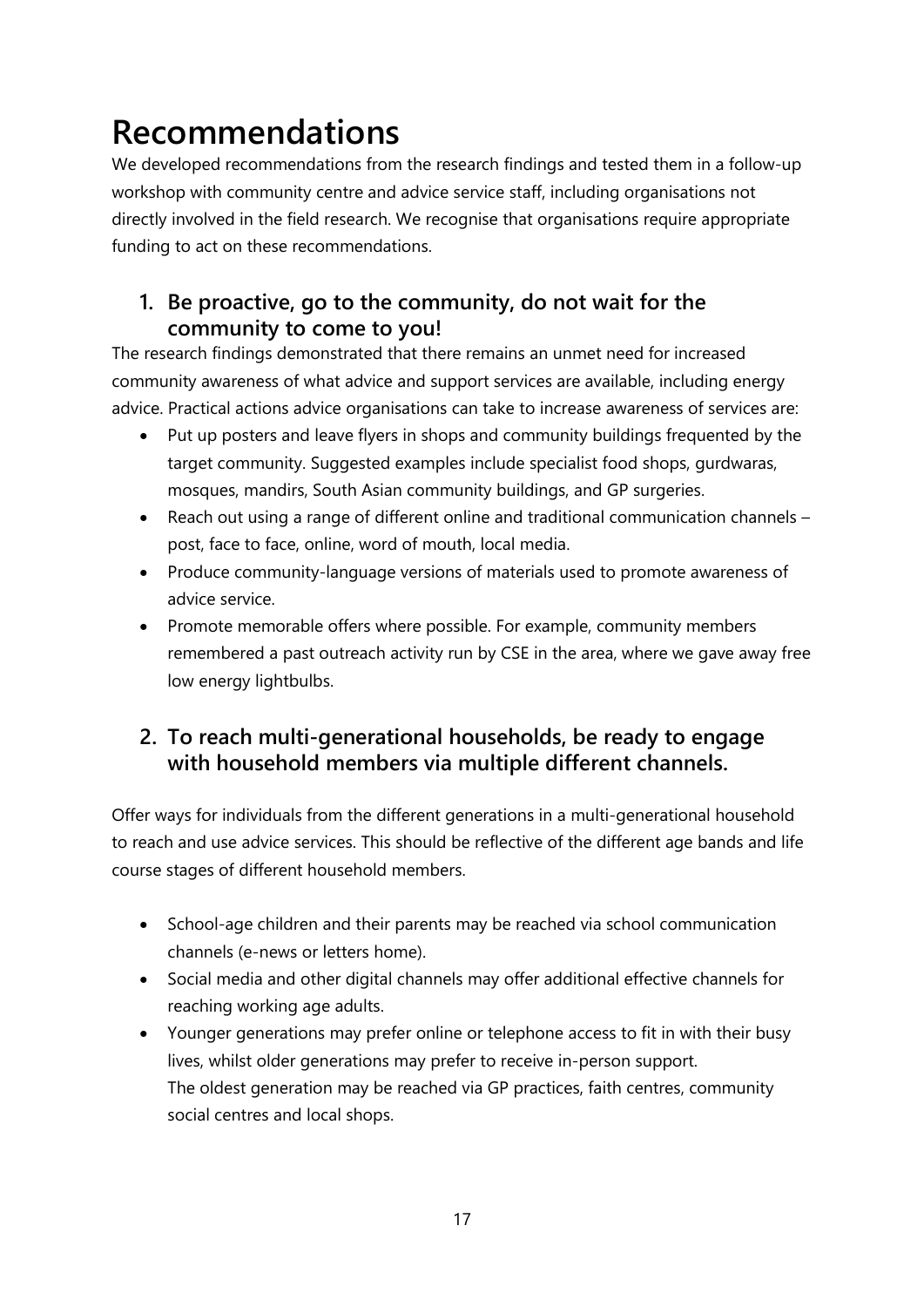# Recommendations

We developed recommendations from the research findings and tested them in a follow-up workshop with community centre and advice service staff, including organisations not directly involved in the field research. We recognise that organisations require appropriate funding to act on these recommendations.

## 1. Be proactive, go to the community, do not wait for the community to come to you!

The research findings demonstrated that there remains an unmet need for increased community awareness of what advice and support services are available, including energy advice. Practical actions advice organisations can take to increase awareness of services are:

- Put up posters and leave flyers in shops and community buildings frequented by the target community. Suggested examples include specialist food shops, gurdwaras, mosques, mandirs, South Asian community buildings, and GP surgeries.
- Reach out using a range of different online and traditional communication channels – post, face to face, online, word of mouth, local media.
- Produce community-language versions of materials used to promote awareness of advice service.
- Promote memorable offers where possible. For example, community members remembered a past outreach activity run by CSE in the area, where we gave away free low energy lightbulbs.

## 2. To reach multi-generational households, be ready to engage with household members via multiple different channels.

Offer ways for individuals from the different generations in a multi-generational household to reach and use advice services. This should be reflective of the different age bands and life course stages of different household members.

- School-age children and their parents may be reached via school communication channels (e-news or letters home).
- Social media and other digital channels may offer additional effective channels for reaching working age adults.
- Younger generations may prefer online or telephone access to fit in with their busy lives, whilst older generations may prefer to receive in-person support.
  The oldest generation may be reached via GP practices, faith centres, community social centres and local shops.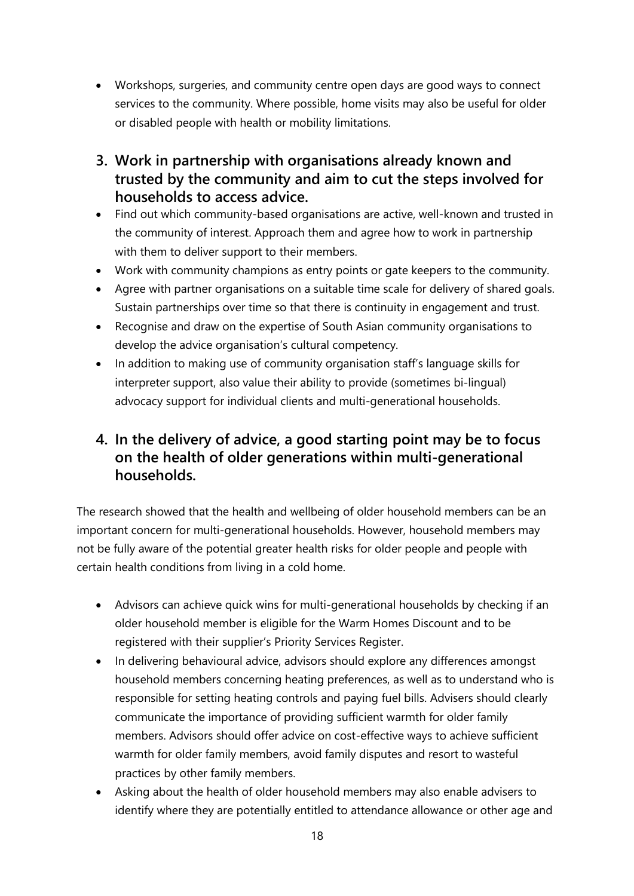- Workshops, surgeries, and community centre open days are good ways to connect services to the community. Where possible, home visits may also be useful for older or disabled people with health or mobility limitations.

## 3. Work in partnership with organisations already known and trusted by the community and aim to cut the steps involved for households to access advice.

- Find out which community-based organisations are active, well-known and trusted in the community of interest. Approach them and agree how to work in partnership with them to deliver support to their members.
- Work with community champions as entry points or gate keepers to the community.
- Agree with partner organisations on a suitable time scale for delivery of shared goals. Sustain partnerships over time so that there is continuity in engagement and trust.
- Recognise and draw on the expertise of South Asian community organisations to develop the advice organisation's cultural competency.
- In addition to making use of community organisation staff's language skills for interpreter support, also value their ability to provide (sometimes bi-lingual) advocacy support for individual clients and multi-generational households.

## 4. In the delivery of advice, a good starting point may be to focus on the health of older generations within multi-generational households.

The research showed that the health and wellbeing of older household members can be an important concern for multi-generational households. However, household members may not be fully aware of the potential greater health risks for older people and people with certain health conditions from living in a cold home.

- Advisors can achieve quick wins for multi-generational households by checking if an older household member is eligible for the Warm Homes Discount and to be registered with their supplier's Priority Services Register.
- In delivering behavioural advice, advisors should explore any differences amongst household members concerning heating preferences, as well as to understand who is responsible for setting heating controls and paying fuel bills. Advisers should clearly communicate the importance of providing sufficient warmth for older family members. Advisors should offer advice on cost-effective ways to achieve sufficient warmth for older family members, avoid family disputes and resort to wasteful practices by other family members.
- Asking about the health of older household members may also enable advisers to identify where they are potentially entitled to attendance allowance or other age and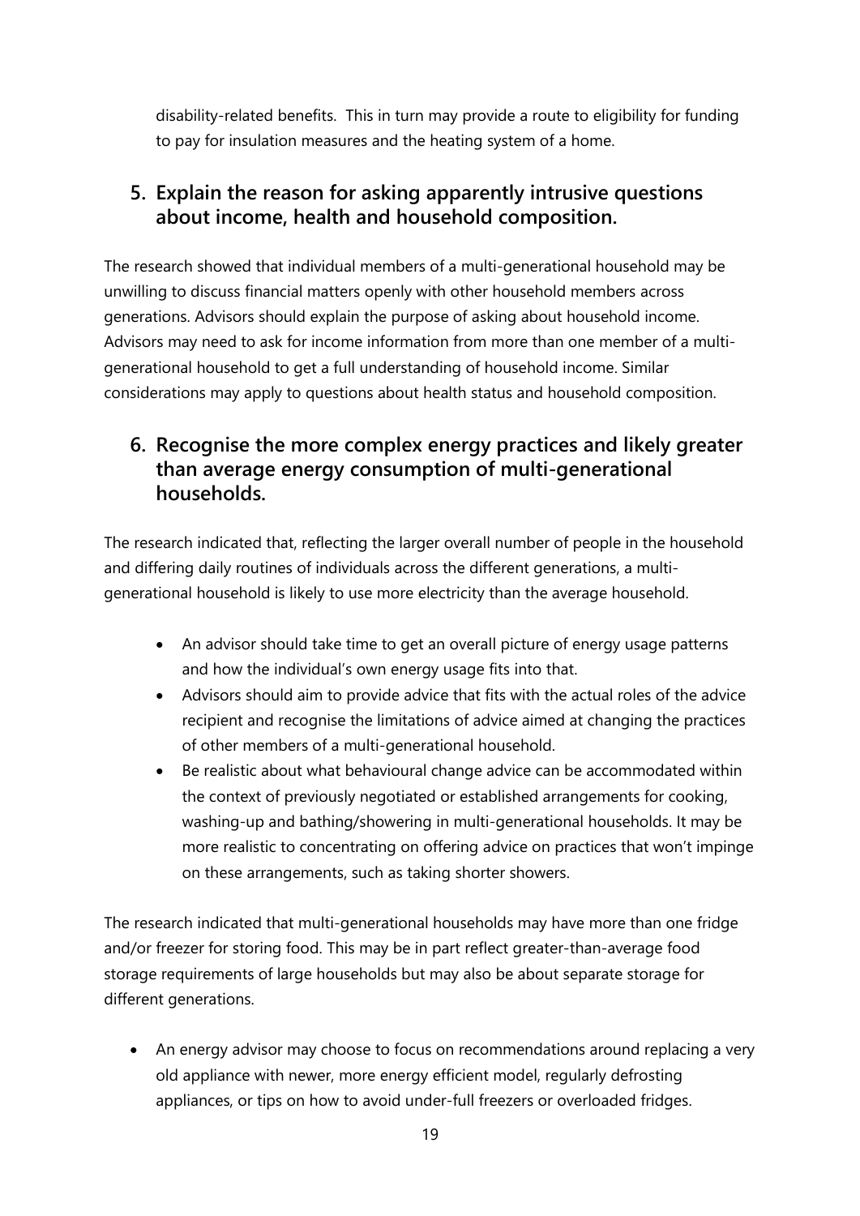disability-related benefits. This in turn may provide a route to eligibility for funding to pay for insulation measures and the heating system of a home.

## 5. Explain the reason for asking apparently intrusive questions about income, health and household composition.

The research showed that individual members of a multi-generational household may be unwilling to discuss financial matters openly with other household members across generations. Advisors should explain the purpose of asking about household income. Advisors may need to ask for income information from more than one member of a multi-generational household to get a full understanding of household income. Similar considerations may apply to questions about health status and household composition.

## 6. Recognise the more complex energy practices and likely greater than average energy consumption of multi-generational households.

The research indicated that, reflecting the larger overall number of people in the household and differing daily routines of individuals across the different generations, a multi-generational household is likely to use more electricity than the average household.

- An advisor should take time to get an overall picture of energy usage patterns and how the individual's own energy usage fits into that.
- Advisors should aim to provide advice that fits with the actual roles of the advice recipient and recognise the limitations of advice aimed at changing the practices of other members of a multi-generational household.
- Be realistic about what behavioural change advice can be accommodated within the context of previously negotiated or established arrangements for cooking, washing-up and bathing/showering in multi-generational households. It may be more realistic to concentrating on offering advice on practices that won't impinge on these arrangements, such as taking shorter showers.

The research indicated that multi-generational households may have more than one fridge and/or freezer for storing food. This may be in part reflect greater-than-average food storage requirements of large households but may also be about separate storage for different generations.

- An energy advisor may choose to focus on recommendations around replacing a very old appliance with newer, more energy efficient model, regularly defrosting appliances, or tips on how to avoid under-full freezers or overloaded fridges.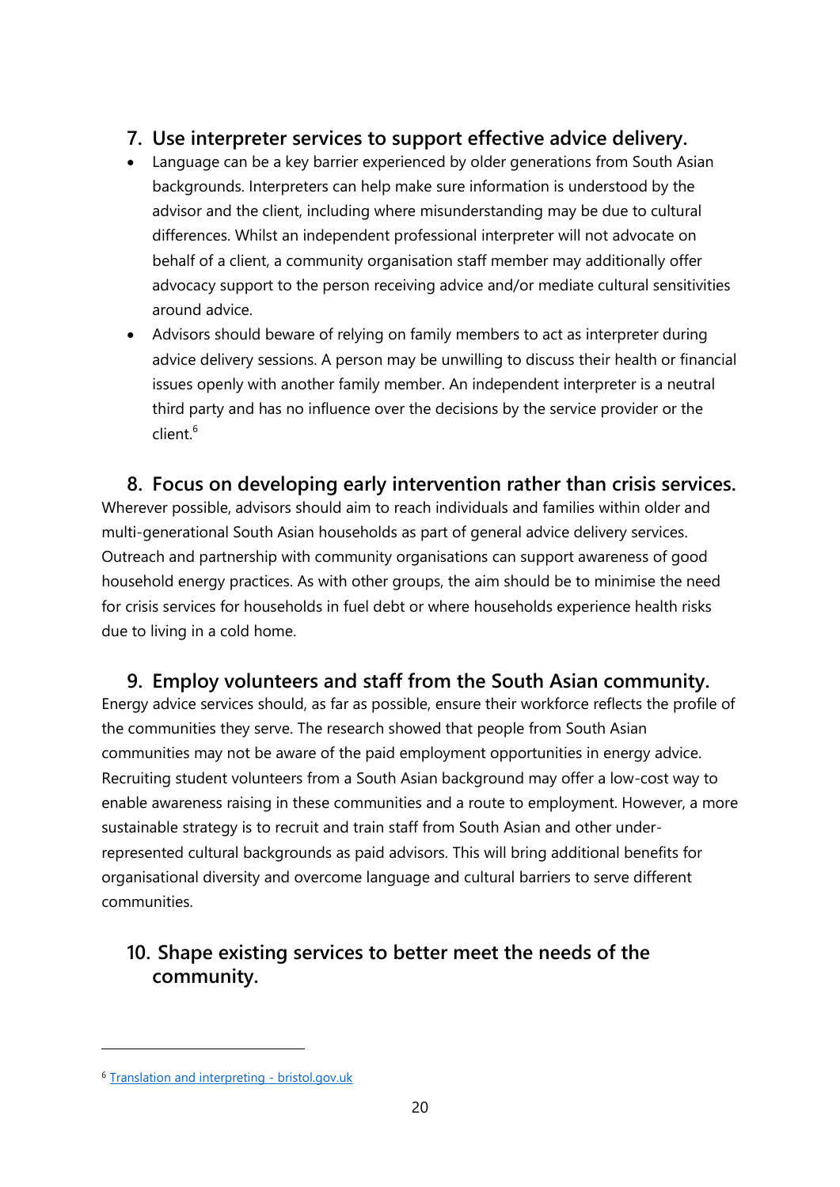## 7. Use interpreter services to support effective advice delivery.

- Language can be a key barrier experienced by older generations from South Asian backgrounds. Interpreters can help make sure information is understood by the advisor and the client, including where misunderstanding may be due to cultural differences. Whilst an independent professional interpreter will not advocate on behalf of a client, a community organisation staff member may additionally offer advocacy support to the person receiving advice and/or mediate cultural sensitivities around advice.
- Advisors should beware of relying on family members to act as interpreter during advice delivery sessions. A person may be unwilling to discuss their health or financial issues openly with another family member. An independent interpreter is a neutral third party and has no influence over the decisions by the service provider or the client.[6]

## 8. Focus on developing early intervention rather than crisis services.

Wherever possible, advisors should aim to reach individuals and families within older and multi-generational South Asian households as part of general advice delivery services. Outreach and partnership with community organisations can support awareness of good household energy practices. As with other groups, the aim should be to minimise the need for crisis services for households in fuel debt or where households experience health risks due to living in a cold home.

## 9. Employ volunteers and staff from the South Asian community.

Energy advice services should, as far as possible, ensure their workforce reflects the profile of the communities they serve. The research showed that people from South Asian communities may not be aware of the paid employment opportunities in energy advice. Recruiting student volunteers from a South Asian background may offer a low-cost way to enable awareness raising in these communities and a route to employment. However, a more sustainable strategy is to recruit and train staff from South Asian and other under-represented cultural backgrounds as paid advisors. This will bring additional benefits for organisational diversity and overcome language and cultural barriers to serve different communities.

## 10. Shape existing services to better meet the needs of the community.

---

[6] Translation and interpreting - bristol.gov.uk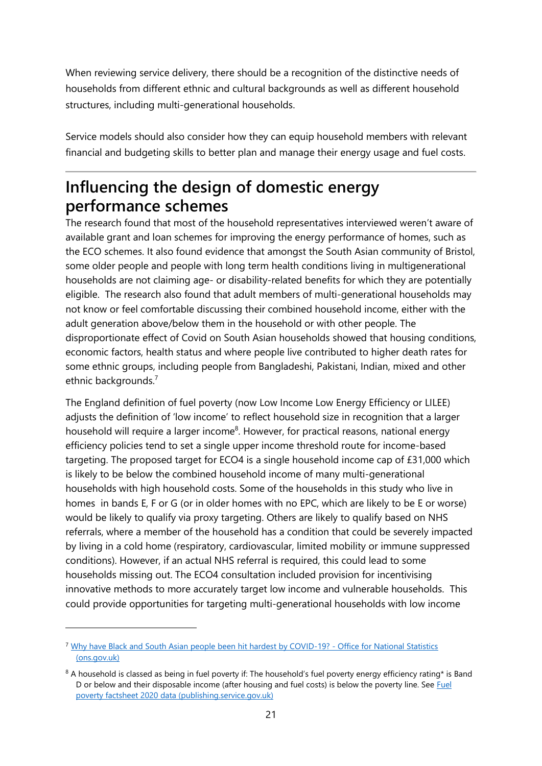When reviewing service delivery, there should be a recognition of the distinctive needs of households from different ethnic and cultural backgrounds as well as different household structures, including multi-generational households.

Service models should also consider how they can equip household members with relevant financial and budgeting skills to better plan and manage their energy usage and fuel costs.

---

## Influencing the design of domestic energy performance schemes

The research found that most of the household representatives interviewed weren't aware of available grant and loan schemes for improving the energy performance of homes, such as the ECO schemes. It also found evidence that amongst the South Asian community of Bristol, some older people and people with long term health conditions living in multigenerational households are not claiming age- or disability-related benefits for which they are potentially eligible. The research also found that adult members of multi-generational households may not know or feel comfortable discussing their combined household income, either with the adult generation above/below them in the household or with other people. The disproportionate effect of Covid on South Asian households showed that housing conditions, economic factors, health status and where people live contributed to higher death rates for some ethnic groups, including people from Bangladeshi, Pakistani, Indian, mixed and other ethnic backgrounds.[7]

The England definition of fuel poverty (now Low Income Low Energy Efficiency or LILEE) adjusts the definition of 'low income' to reflect household size in recognition that a larger household will require a larger income[8]. However, for practical reasons, national energy efficiency policies tend to set a single upper income threshold route for income-based targeting. The proposed target for ECO4 is a single household income cap of £31,000 which is likely to be below the combined household income of many multi-generational households with high household costs. Some of the households in this study who live in homes in bands E, F or G (or in older homes with no EPC, which are likely to be E or worse) would be likely to qualify via proxy targeting. Others are likely to qualify based on NHS referrals, where a member of the household has a condition that could be severely impacted by living in a cold home (respiratory, cardiovascular, limited mobility or immune suppressed conditions). However, if an actual NHS referral is required, this could lead to some households missing out. The ECO4 consultation included provision for incentivising innovative methods to more accurately target low income and vulnerable households. This could provide opportunities for targeting multi-generational households with low income

---

[7] Why have Black and South Asian people been hit hardest by COVID-19? - Office for National Statistics (ons.gov.uk)

[8] A household is classed as being in fuel poverty if: The household's fuel poverty energy efficiency rating* is Band D or below and their disposable income (after housing and fuel costs) is below the poverty line. See Fuel poverty factsheet 2020 data (publishing.service.gov.uk)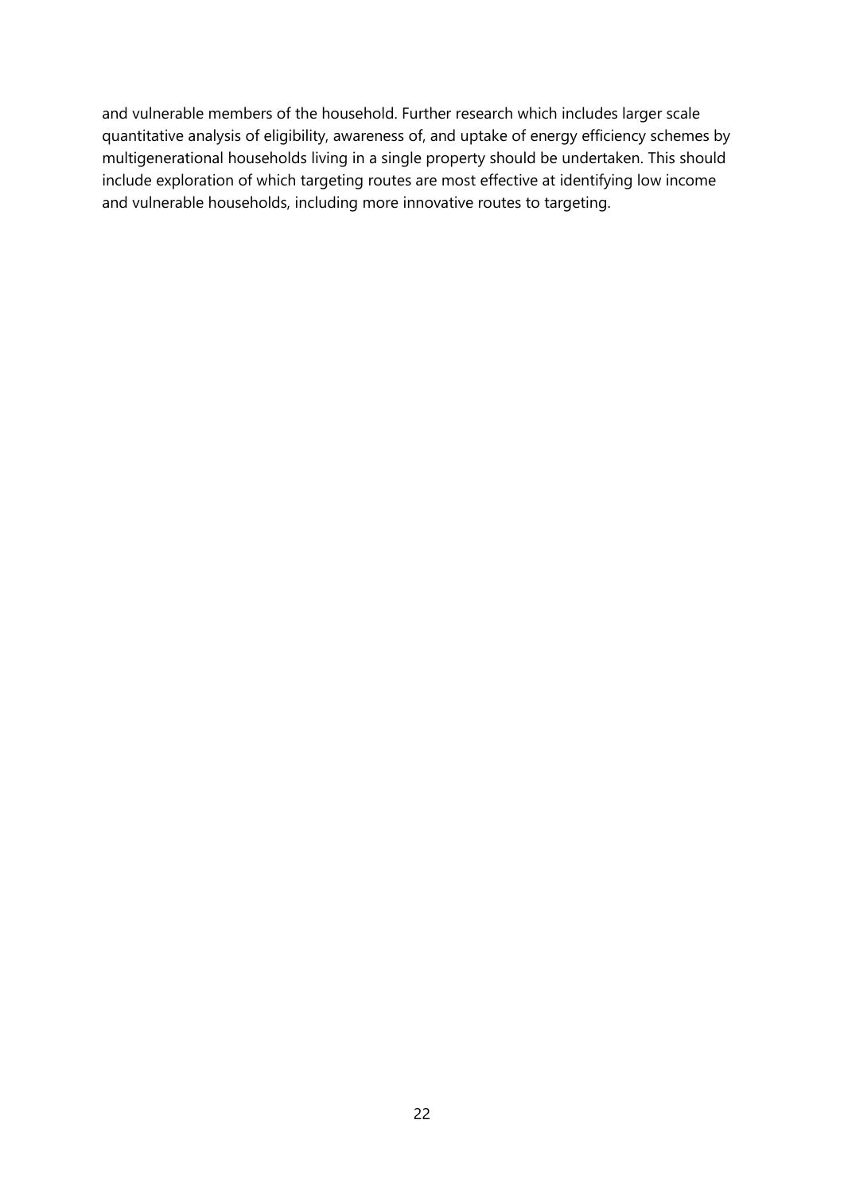and vulnerable members of the household. Further research which includes larger scale quantitative analysis of eligibility, awareness of, and uptake of energy efficiency schemes by multigenerational households living in a single property should be undertaken. This should include exploration of which targeting routes are most effective at identifying low income and vulnerable households, including more innovative routes to targeting.